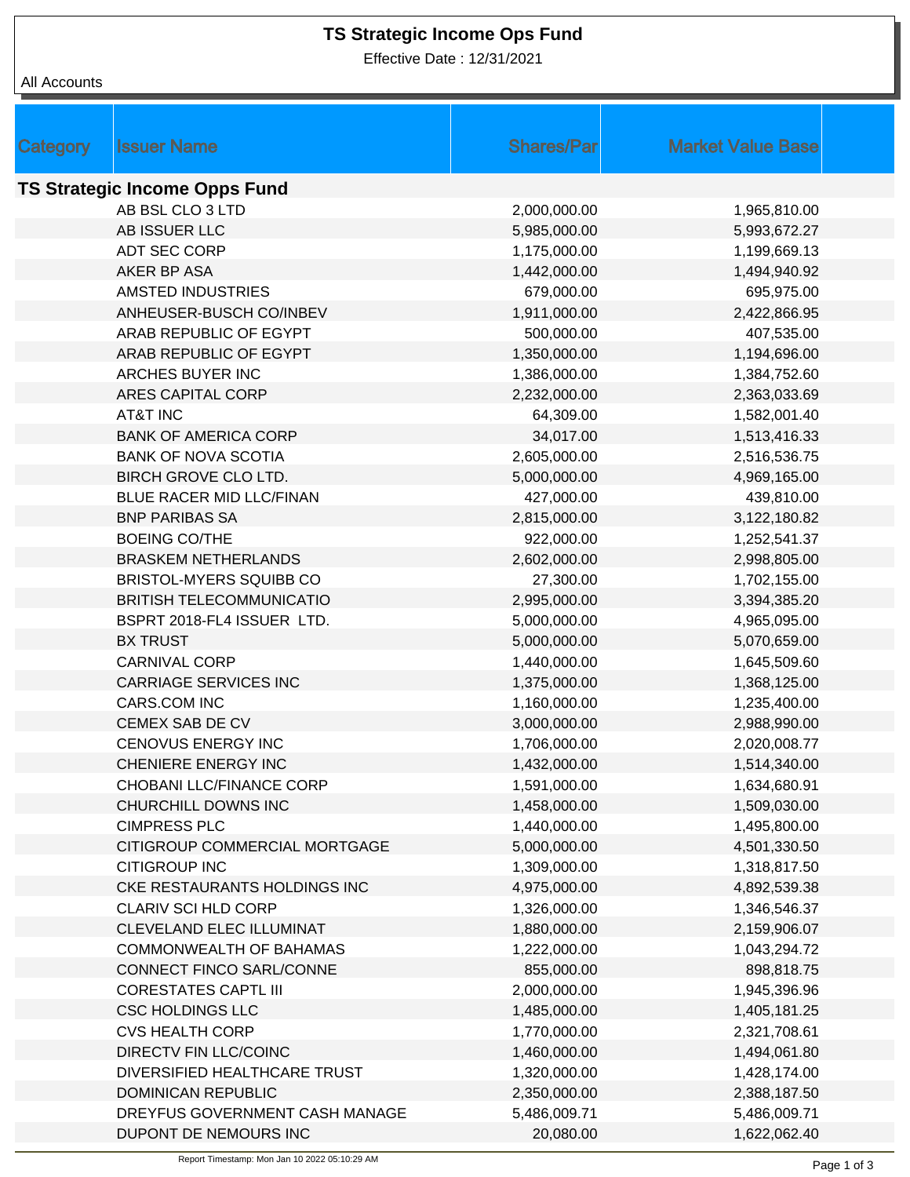# TS Strategic Income Ops Fund

Effective Date : 12/31/2021

All Accounts

| Category | Issuer Name | Shares/Par | Market Value Base |
|---|---|---|---|
| **TS Strategic Income Opps Fund** | | | |
| | AB BSL CLO 3 LTD | 2,000,000.00 | 1,965,810.00 |
| | AB ISSUER LLC | 5,985,000.00 | 5,993,672.27 |
| | ADT SEC CORP | 1,175,000.00 | 1,199,669.13 |
| | AKER BP ASA | 1,442,000.00 | 1,494,940.92 |
| | AMSTED INDUSTRIES | 679,000.00 | 695,975.00 |
| | ANHEUSER-BUSCH CO/INBEV | 1,911,000.00 | 2,422,866.95 |
| | ARAB REPUBLIC OF EGYPT | 500,000.00 | 407,535.00 |
| | ARAB REPUBLIC OF EGYPT | 1,350,000.00 | 1,194,696.00 |
| | ARCHES BUYER INC | 1,386,000.00 | 1,384,752.60 |
| | ARES CAPITAL CORP | 2,232,000.00 | 2,363,033.69 |
| | AT&T INC | 64,309.00 | 1,582,001.40 |
| | BANK OF AMERICA CORP | 34,017.00 | 1,513,416.33 |
| | BANK OF NOVA SCOTIA | 2,605,000.00 | 2,516,536.75 |
| | BIRCH GROVE CLO LTD. | 5,000,000.00 | 4,969,165.00 |
| | BLUE RACER MID LLC/FINAN | 427,000.00 | 439,810.00 |
| | BNP PARIBAS SA | 2,815,000.00 | 3,122,180.82 |
| | BOEING CO/THE | 922,000.00 | 1,252,541.37 |
| | BRASKEM NETHERLANDS | 2,602,000.00 | 2,998,805.00 |
| | BRISTOL-MYERS SQUIBB CO | 27,300.00 | 1,702,155.00 |
| | BRITISH TELECOMMUNICATIO | 2,995,000.00 | 3,394,385.20 |
| | BSPRT 2018-FL4 ISSUER LTD. | 5,000,000.00 | 4,965,095.00 |
| | BX TRUST | 5,000,000.00 | 5,070,659.00 |
| | CARNIVAL CORP | 1,440,000.00 | 1,645,509.60 |
| | CARRIAGE SERVICES INC | 1,375,000.00 | 1,368,125.00 |
| | CARS.COM INC | 1,160,000.00 | 1,235,400.00 |
| | CEMEX SAB DE CV | 3,000,000.00 | 2,988,990.00 |
| | CENOVUS ENERGY INC | 1,706,000.00 | 2,020,008.77 |
| | CHENIERE ENERGY INC | 1,432,000.00 | 1,514,340.00 |
| | CHOBANI LLC/FINANCE CORP | 1,591,000.00 | 1,634,680.91 |
| | CHURCHILL DOWNS INC | 1,458,000.00 | 1,509,030.00 |
| | CIMPRESS PLC | 1,440,000.00 | 1,495,800.00 |
| | CITIGROUP COMMERCIAL MORTGAGE | 5,000,000.00 | 4,501,330.50 |
| | CITIGROUP INC | 1,309,000.00 | 1,318,817.50 |
| | CKE RESTAURANTS HOLDINGS INC | 4,975,000.00 | 4,892,539.38 |
| | CLARIV SCI HLD CORP | 1,326,000.00 | 1,346,546.37 |
| | CLEVELAND ELEC ILLUMINAT | 1,880,000.00 | 2,159,906.07 |
| | COMMONWEALTH OF BAHAMAS | 1,222,000.00 | 1,043,294.72 |
| | CONNECT FINCO SARL/CONNE | 855,000.00 | 898,818.75 |
| | CORESTATES CAPTL III | 2,000,000.00 | 1,945,396.96 |
| | CSC HOLDINGS LLC | 1,485,000.00 | 1,405,181.25 |
| | CVS HEALTH CORP | 1,770,000.00 | 2,321,708.61 |
| | DIRECTV FIN LLC/COINC | 1,460,000.00 | 1,494,061.80 |
| | DIVERSIFIED HEALTHCARE TRUST | 1,320,000.00 | 1,428,174.00 |
| | DOMINICAN REPUBLIC | 2,350,000.00 | 2,388,187.50 |
| | DREYFUS GOVERNMENT CASH MANAGE | 5,486,009.71 | 5,486,009.71 |
| | DUPONT DE NEMOURS INC | 20,080.00 | 1,622,062.40 |

Report Timestamp: Mon Jan 10 2022 05:10:29 AM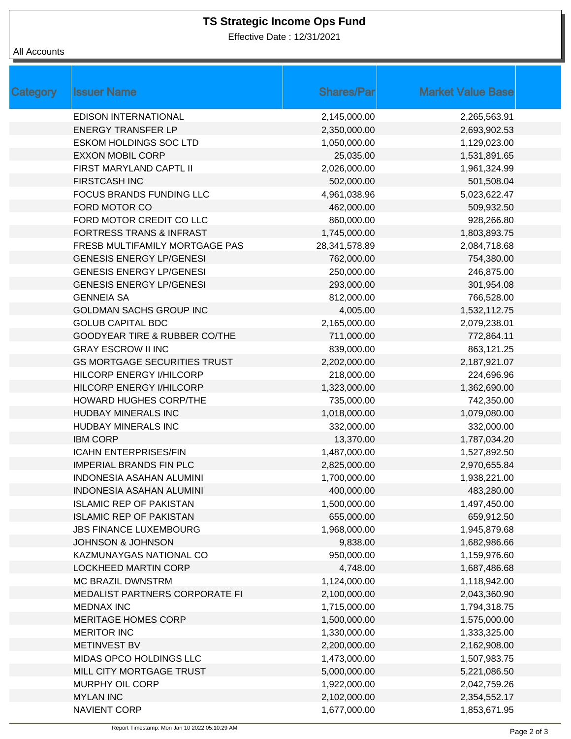# TS Strategic Income Ops Fund

Effective Date : 12/31/2021

All Accounts

| Category | Issuer Name | Shares/Par | Market Value Base |
|---|---|---|---|
| | EDISON INTERNATIONAL | 2,145,000.00 | 2,265,563.91 |
| | ENERGY TRANSFER LP | 2,350,000.00 | 2,693,902.53 |
| | ESKOM HOLDINGS SOC LTD | 1,050,000.00 | 1,129,023.00 |
| | EXXON MOBIL CORP | 25,035.00 | 1,531,891.65 |
| | FIRST MARYLAND CAPTL II | 2,026,000.00 | 1,961,324.99 |
| | FIRSTCASH INC | 502,000.00 | 501,508.04 |
| | FOCUS BRANDS FUNDING LLC | 4,961,038.96 | 5,023,622.47 |
| | FORD MOTOR CO | 462,000.00 | 509,932.50 |
| | FORD MOTOR CREDIT CO LLC | 860,000.00 | 928,266.80 |
| | FORTRESS TRANS & INFRAST | 1,745,000.00 | 1,803,893.75 |
| | FRESB MULTIFAMILY MORTGAGE PAS | 28,341,578.89 | 2,084,718.68 |
| | GENESIS ENERGY LP/GENESI | 762,000.00 | 754,380.00 |
| | GENESIS ENERGY LP/GENESI | 250,000.00 | 246,875.00 |
| | GENESIS ENERGY LP/GENESI | 293,000.00 | 301,954.08 |
| | GENNEIA SA | 812,000.00 | 766,528.00 |
| | GOLDMAN SACHS GROUP INC | 4,005.00 | 1,532,112.75 |
| | GOLUB CAPITAL BDC | 2,165,000.00 | 2,079,238.01 |
| | GOODYEAR TIRE & RUBBER CO/THE | 711,000.00 | 772,864.11 |
| | GRAY ESCROW II INC | 839,000.00 | 863,121.25 |
| | GS MORTGAGE SECURITIES TRUST | 2,202,000.00 | 2,187,921.07 |
| | HILCORP ENERGY I/HILCORP | 218,000.00 | 224,696.96 |
| | HILCORP ENERGY I/HILCORP | 1,323,000.00 | 1,362,690.00 |
| | HOWARD HUGHES CORP/THE | 735,000.00 | 742,350.00 |
| | HUDBAY MINERALS INC | 1,018,000.00 | 1,079,080.00 |
| | HUDBAY MINERALS INC | 332,000.00 | 332,000.00 |
| | IBM CORP | 13,370.00 | 1,787,034.20 |
| | ICAHN ENTERPRISES/FIN | 1,487,000.00 | 1,527,892.50 |
| | IMPERIAL BRANDS FIN PLC | 2,825,000.00 | 2,970,655.84 |
| | INDONESIA ASAHAN ALUMINI | 1,700,000.00 | 1,938,221.00 |
| | INDONESIA ASAHAN ALUMINI | 400,000.00 | 483,280.00 |
| | ISLAMIC REP OF PAKISTAN | 1,500,000.00 | 1,497,450.00 |
| | ISLAMIC REP OF PAKISTAN | 655,000.00 | 659,912.50 |
| | JBS FINANCE LUXEMBOURG | 1,968,000.00 | 1,945,879.68 |
| | JOHNSON & JOHNSON | 9,838.00 | 1,682,986.66 |
| | KAZMUNAYGAS NATIONAL CO | 950,000.00 | 1,159,976.60 |
| | LOCKHEED MARTIN CORP | 4,748.00 | 1,687,486.68 |
| | MC BRAZIL DWNSTRM | 1,124,000.00 | 1,118,942.00 |
| | MEDALIST PARTNERS CORPORATE FI | 2,100,000.00 | 2,043,360.90 |
| | MEDNAX INC | 1,715,000.00 | 1,794,318.75 |
| | MERITAGE HOMES CORP | 1,500,000.00 | 1,575,000.00 |
| | MERITOR INC | 1,330,000.00 | 1,333,325.00 |
| | METINVEST BV | 2,200,000.00 | 2,162,908.00 |
| | MIDAS OPCO HOLDINGS LLC | 1,473,000.00 | 1,507,983.75 |
| | MILL CITY MORTGAGE TRUST | 5,000,000.00 | 5,221,086.50 |
| | MURPHY OIL CORP | 1,922,000.00 | 2,042,759.26 |
| | MYLAN INC | 2,102,000.00 | 2,354,552.17 |
| | NAVIENT CORP | 1,677,000.00 | 1,853,671.95 |

Report Timestamp: Mon Jan 10 2022 05:10:29 AM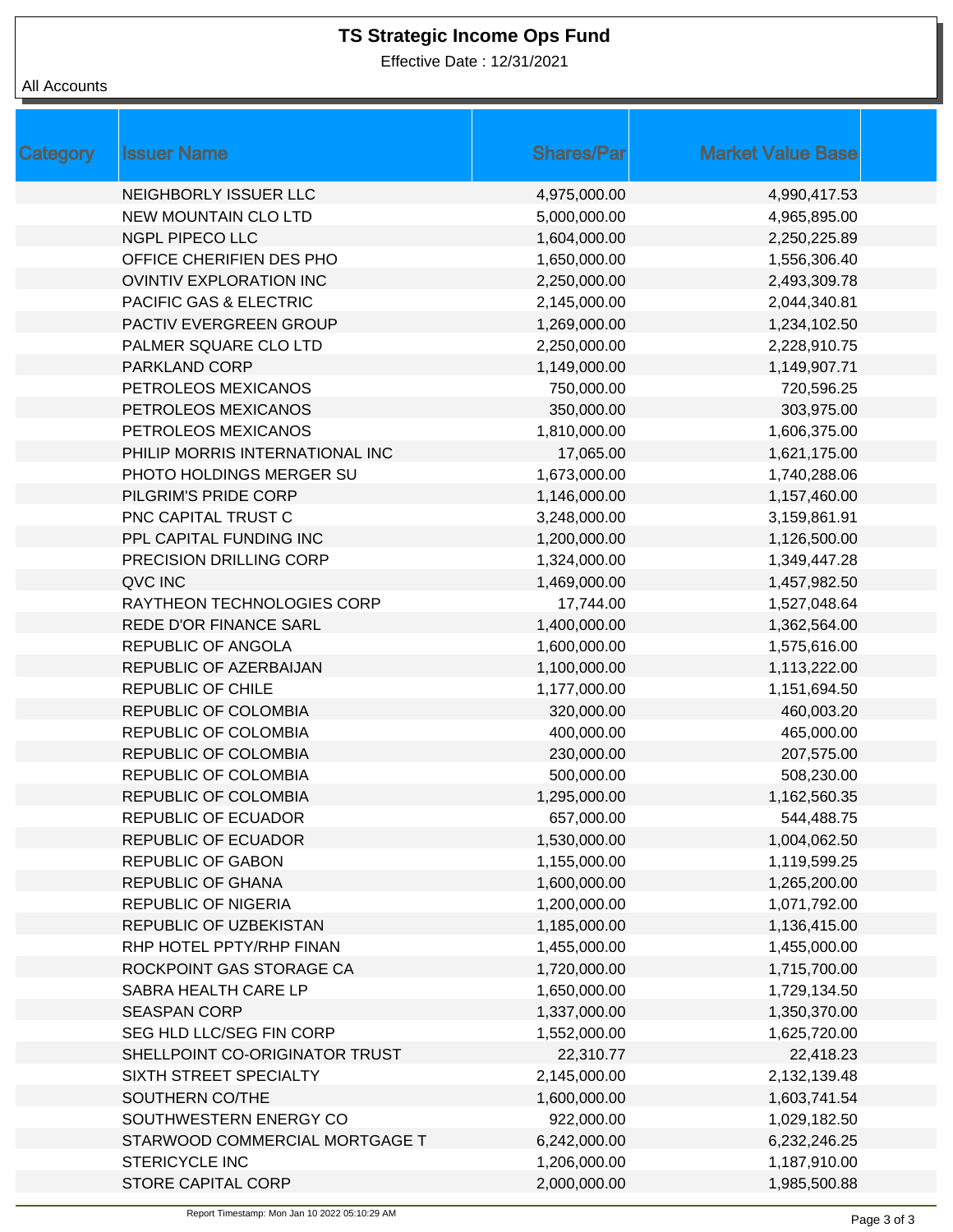# TS Strategic Income Ops Fund

Effective Date : 12/31/2021

All Accounts

| Category | Issuer Name | Shares/Par | Market Value Base |
|---|---|---|---|
| | NEIGHBORLY ISSUER LLC | 4,975,000.00 | 4,990,417.53 |
| | NEW MOUNTAIN CLO LTD | 5,000,000.00 | 4,965,895.00 |
| | NGPL PIPECO LLC | 1,604,000.00 | 2,250,225.89 |
| | OFFICE CHERIFIEN DES PHO | 1,650,000.00 | 1,556,306.40 |
| | OVINTIV EXPLORATION INC | 2,250,000.00 | 2,493,309.78 |
| | PACIFIC GAS & ELECTRIC | 2,145,000.00 | 2,044,340.81 |
| | PACTIV EVERGREEN GROUP | 1,269,000.00 | 1,234,102.50 |
| | PALMER SQUARE CLO LTD | 2,250,000.00 | 2,228,910.75 |
| | PARKLAND CORP | 1,149,000.00 | 1,149,907.71 |
| | PETROLEOS MEXICANOS | 750,000.00 | 720,596.25 |
| | PETROLEOS MEXICANOS | 350,000.00 | 303,975.00 |
| | PETROLEOS MEXICANOS | 1,810,000.00 | 1,606,375.00 |
| | PHILIP MORRIS INTERNATIONAL INC | 17,065.00 | 1,621,175.00 |
| | PHOTO HOLDINGS MERGER SU | 1,673,000.00 | 1,740,288.06 |
| | PILGRIM'S PRIDE CORP | 1,146,000.00 | 1,157,460.00 |
| | PNC CAPITAL TRUST C | 3,248,000.00 | 3,159,861.91 |
| | PPL CAPITAL FUNDING INC | 1,200,000.00 | 1,126,500.00 |
| | PRECISION DRILLING CORP | 1,324,000.00 | 1,349,447.28 |
| | QVC INC | 1,469,000.00 | 1,457,982.50 |
| | RAYTHEON TECHNOLOGIES CORP | 17,744.00 | 1,527,048.64 |
| | REDE D'OR FINANCE SARL | 1,400,000.00 | 1,362,564.00 |
| | REPUBLIC OF ANGOLA | 1,600,000.00 | 1,575,616.00 |
| | REPUBLIC OF AZERBAIJAN | 1,100,000.00 | 1,113,222.00 |
| | REPUBLIC OF CHILE | 1,177,000.00 | 1,151,694.50 |
| | REPUBLIC OF COLOMBIA | 320,000.00 | 460,003.20 |
| | REPUBLIC OF COLOMBIA | 400,000.00 | 465,000.00 |
| | REPUBLIC OF COLOMBIA | 230,000.00 | 207,575.00 |
| | REPUBLIC OF COLOMBIA | 500,000.00 | 508,230.00 |
| | REPUBLIC OF COLOMBIA | 1,295,000.00 | 1,162,560.35 |
| | REPUBLIC OF ECUADOR | 657,000.00 | 544,488.75 |
| | REPUBLIC OF ECUADOR | 1,530,000.00 | 1,004,062.50 |
| | REPUBLIC OF GABON | 1,155,000.00 | 1,119,599.25 |
| | REPUBLIC OF GHANA | 1,600,000.00 | 1,265,200.00 |
| | REPUBLIC OF NIGERIA | 1,200,000.00 | 1,071,792.00 |
| | REPUBLIC OF UZBEKISTAN | 1,185,000.00 | 1,136,415.00 |
| | RHP HOTEL PPTY/RHP FINAN | 1,455,000.00 | 1,455,000.00 |
| | ROCKPOINT GAS STORAGE CA | 1,720,000.00 | 1,715,700.00 |
| | SABRA HEALTH CARE LP | 1,650,000.00 | 1,729,134.50 |
| | SEASPAN CORP | 1,337,000.00 | 1,350,370.00 |
| | SEG HLD LLC/SEG FIN CORP | 1,552,000.00 | 1,625,720.00 |
| | SHELLPOINT CO-ORIGINATOR TRUST | 22,310.77 | 22,418.23 |
| | SIXTH STREET SPECIALTY | 2,145,000.00 | 2,132,139.48 |
| | SOUTHERN CO/THE | 1,600,000.00 | 1,603,741.54 |
| | SOUTHWESTERN ENERGY CO | 922,000.00 | 1,029,182.50 |
| | STARWOOD COMMERCIAL MORTGAGE T | 6,242,000.00 | 6,232,246.25 |
| | STERICYCLE INC | 1,206,000.00 | 1,187,910.00 |
| | STORE CAPITAL CORP | 2,000,000.00 | 1,985,500.88 |

Report Timestamp: Mon Jan 10 2022 05:10:29 AM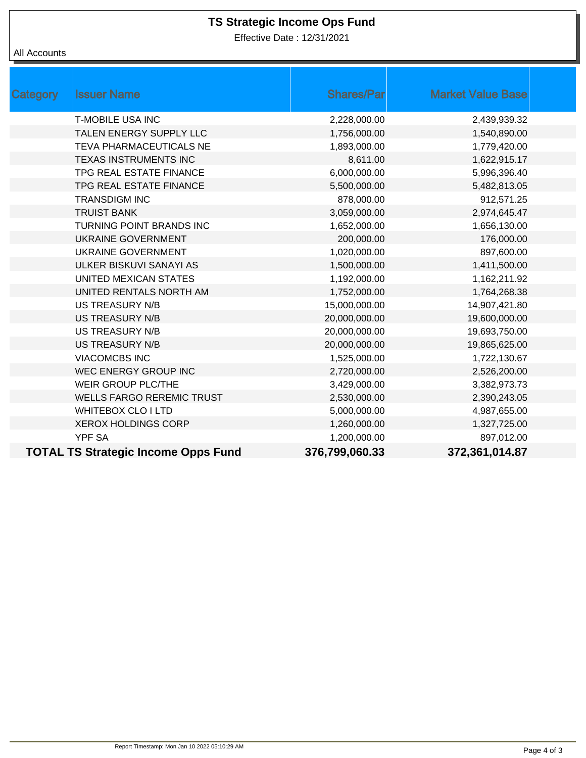# TS Strategic Income Ops Fund

Effective Date : 12/31/2021

All Accounts

| Category | Issuer Name | Shares/Par | Market Value Base |
|---|---|---|---|
| | T-MOBILE USA INC | 2,228,000.00 | 2,439,939.32 |
| | TALEN ENERGY SUPPLY LLC | 1,756,000.00 | 1,540,890.00 |
| | TEVA PHARMACEUTICALS NE | 1,893,000.00 | 1,779,420.00 |
| | TEXAS INSTRUMENTS INC | 8,611.00 | 1,622,915.17 |
| | TPG REAL ESTATE FINANCE | 6,000,000.00 | 5,996,396.40 |
| | TPG REAL ESTATE FINANCE | 5,500,000.00 | 5,482,813.05 |
| | TRANSDIGM INC | 878,000.00 | 912,571.25 |
| | TRUIST BANK | 3,059,000.00 | 2,974,645.47 |
| | TURNING POINT BRANDS INC | 1,652,000.00 | 1,656,130.00 |
| | UKRAINE GOVERNMENT | 200,000.00 | 176,000.00 |
| | UKRAINE GOVERNMENT | 1,020,000.00 | 897,600.00 |
| | ULKER BISKUVI SANAYI AS | 1,500,000.00 | 1,411,500.00 |
| | UNITED MEXICAN STATES | 1,192,000.00 | 1,162,211.92 |
| | UNITED RENTALS NORTH AM | 1,752,000.00 | 1,764,268.38 |
| | US TREASURY N/B | 15,000,000.00 | 14,907,421.80 |
| | US TREASURY N/B | 20,000,000.00 | 19,600,000.00 |
| | US TREASURY N/B | 20,000,000.00 | 19,693,750.00 |
| | US TREASURY N/B | 20,000,000.00 | 19,865,625.00 |
| | VIACOMCBS INC | 1,525,000.00 | 1,722,130.67 |
| | WEC ENERGY GROUP INC | 2,720,000.00 | 2,526,200.00 |
| | WEIR GROUP PLC/THE | 3,429,000.00 | 3,382,973.73 |
| | WELLS FARGO REREMIC TRUST | 2,530,000.00 | 2,390,243.05 |
| | WHITEBOX CLO I LTD | 5,000,000.00 | 4,987,655.00 |
| | XEROX HOLDINGS CORP | 1,260,000.00 | 1,327,725.00 |
| | YPF SA | 1,200,000.00 | 897,012.00 |
| **TOTAL TS Strategic Income Opps Fund** | | **376,799,060.33** | **372,361,014.87** |

Report Timestamp: Mon Jan 10 2022 05:10:29 AM